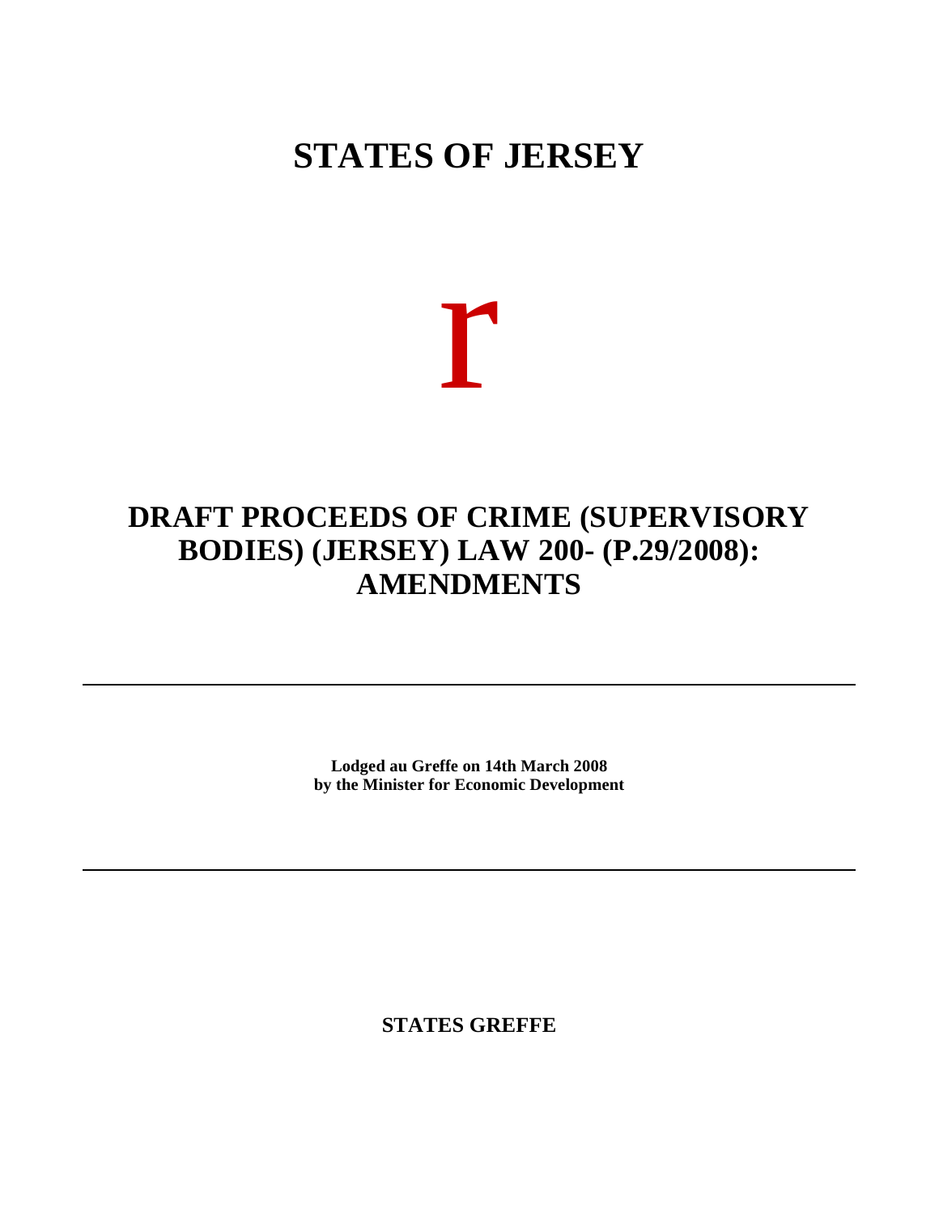# STATES OF JERSEY

r

# DRAFT PROCEEDS OF CRIME (SUPERVISORY BODIES) (JERSEY) LAW 200- (P.29/2008): AMENDMENTS

---

**Lodged au Greffe on 14th March 2008**
**by the Minister for Economic Development**

---

**STATES GREFFE**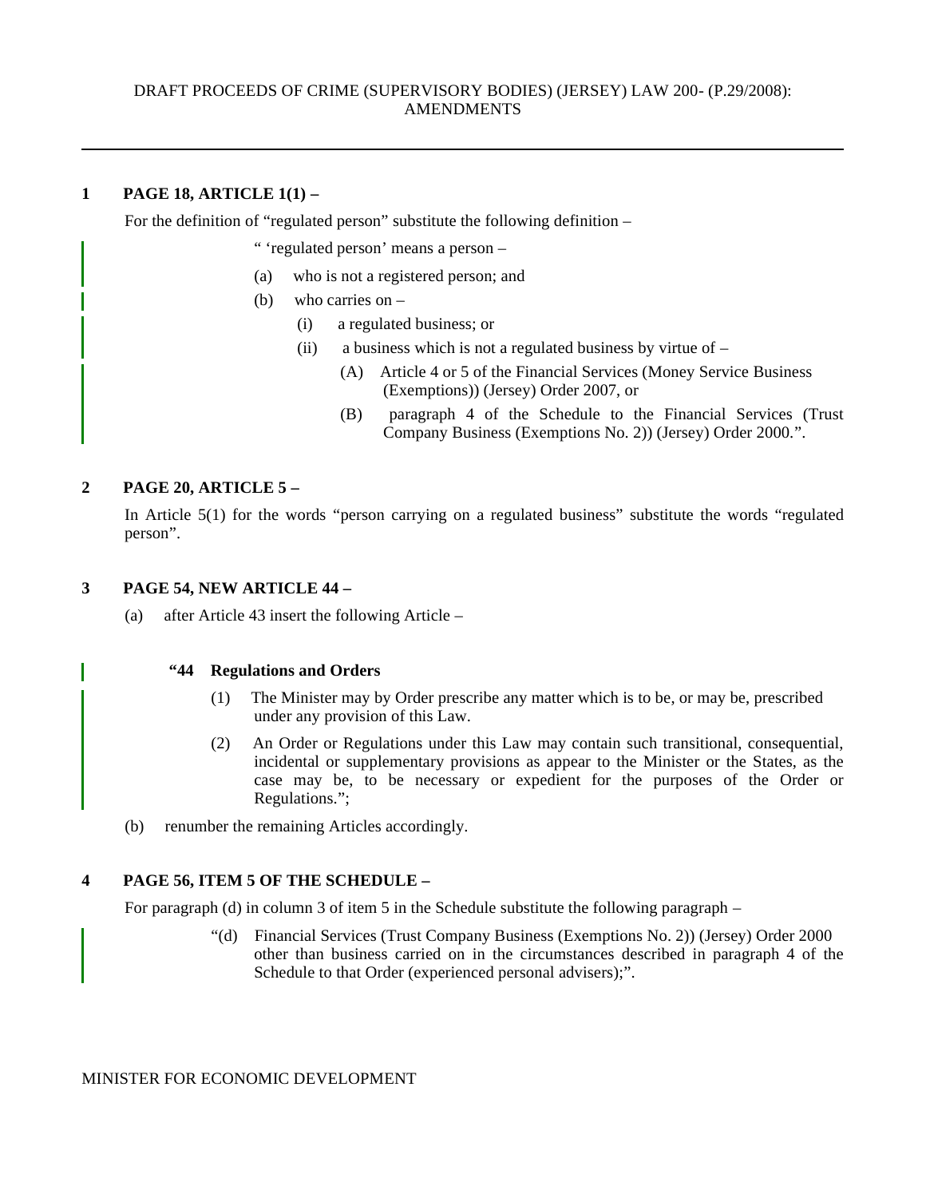DRAFT PROCEEDS OF CRIME (SUPERVISORY BODIES) (JERSEY) LAW 200- (P.29/2008): AMENDMENTS

---

**1 PAGE 18, ARTICLE 1(1) –**

For the definition of "regulated person" substitute the following definition –

" 'regulated person' means a person –

(a) who is not a registered person; and

(b) who carries on –

(i) a regulated business; or

(ii) a business which is not a regulated business by virtue of –

(A) Article 4 or 5 of the Financial Services (Money Service Business (Exemptions)) (Jersey) Order 2007, or

(B) paragraph 4 of the Schedule to the Financial Services (Trust Company Business (Exemptions No. 2)) (Jersey) Order 2000.".

**2 PAGE 20, ARTICLE 5 –**

In Article 5(1) for the words "person carrying on a regulated business" substitute the words "regulated person".

**3 PAGE 54, NEW ARTICLE 44 –**

(a) after Article 43 insert the following Article –

**"44 Regulations and Orders**

(1) The Minister may by Order prescribe any matter which is to be, or may be, prescribed under any provision of this Law.

(2) An Order or Regulations under this Law may contain such transitional, consequential, incidental or supplementary provisions as appear to the Minister or the States, as the case may be, to be necessary or expedient for the purposes of the Order or Regulations.";

(b) renumber the remaining Articles accordingly.

**4 PAGE 56, ITEM 5 OF THE SCHEDULE –**

For paragraph (d) in column 3 of item 5 in the Schedule substitute the following paragraph –

"(d) Financial Services (Trust Company Business (Exemptions No. 2)) (Jersey) Order 2000 other than business carried on in the circumstances described in paragraph 4 of the Schedule to that Order (experienced personal advisers);".

MINISTER FOR ECONOMIC DEVELOPMENT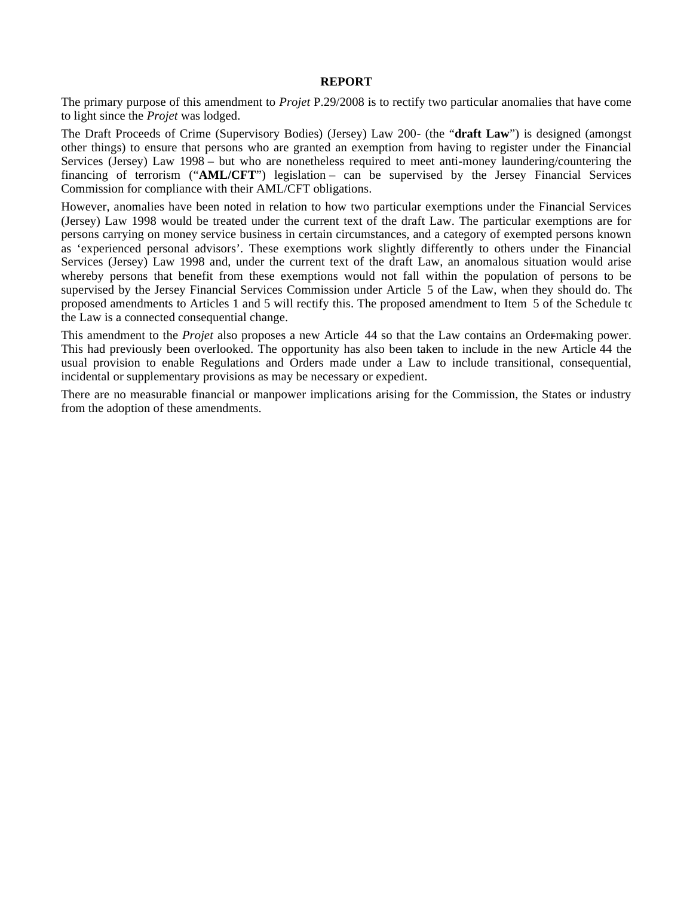**REPORT**

The primary purpose of this amendment to *Projet* P.29/2008 is to rectify two particular anomalies that have come to light since the *Projet* was lodged.

The Draft Proceeds of Crime (Supervisory Bodies) (Jersey) Law 200- (the "**draft Law**") is designed (amongst other things) to ensure that persons who are granted an exemption from having to register under the Financial Services (Jersey) Law 1998 – but who are nonetheless required to meet anti-money laundering/countering the financing of terrorism ("**AML/CFT**") legislation – can be supervised by the Jersey Financial Services Commission for compliance with their AML/CFT obligations.

However, anomalies have been noted in relation to how two particular exemptions under the Financial Services (Jersey) Law 1998 would be treated under the current text of the draft Law. The particular exemptions are for persons carrying on money service business in certain circumstances, and a category of exempted persons known as 'experienced personal advisors'. These exemptions work slightly differently to others under the Financial Services (Jersey) Law 1998 and, under the current text of the draft Law, an anomalous situation would arise whereby persons that benefit from these exemptions would not fall within the population of persons to be supervised by the Jersey Financial Services Commission under Article 5 of the Law, when they should do. The proposed amendments to Articles 1 and 5 will rectify this. The proposed amendment to Item 5 of the Schedule to the Law is a connected consequential change.

This amendment to the *Projet* also proposes a new Article 44 so that the Law contains an Order-making power. This had previously been overlooked. The opportunity has also been taken to include in the new Article 44 the usual provision to enable Regulations and Orders made under a Law to include transitional, consequential, incidental or supplementary provisions as may be necessary or expedient.

There are no measurable financial or manpower implications arising for the Commission, the States or industry from the adoption of these amendments.